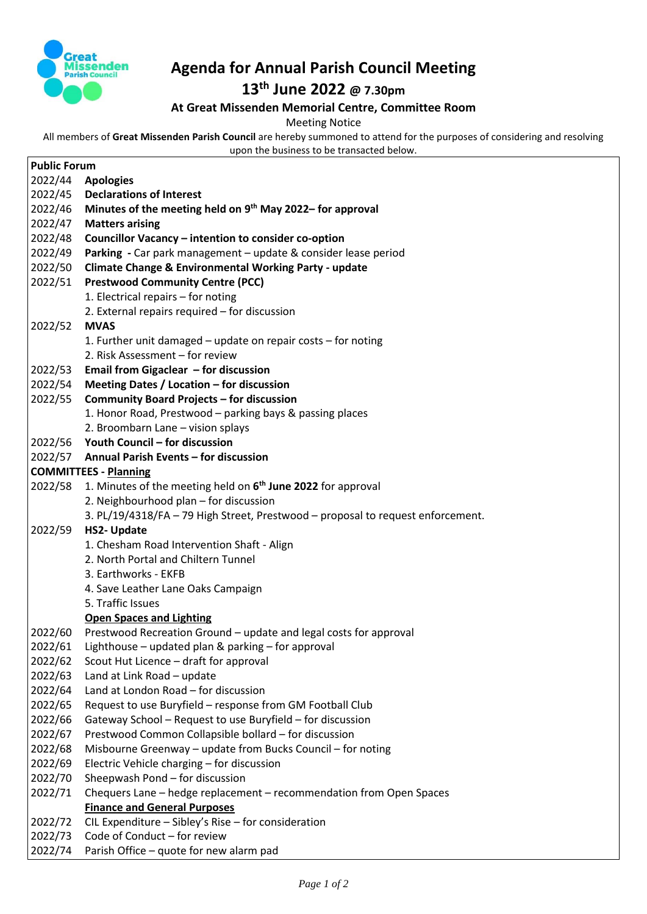# Agenda for Annual Parish Council Meeting

## 13th June 2022 @ 7.30pm

### At Great Missenden Memorial Centre, Committee Room

Meeting Notice

All members of **Great Missenden Parish Council** are hereby summoned to attend for the purposes of considering and resolving upon the business to be transacted below.

| **Public Forum** | |
|---|---|
| 2022/44 | **Apologies** |
| 2022/45 | **Declarations of Interest** |
| 2022/46 | **Minutes of the meeting held on 9th May 2022– for approval** |
| 2022/47 | **Matters arising** |
| 2022/48 | **Councillor Vacancy – intention to consider co-option** |
| 2022/49 | **Parking** - Car park management – update & consider lease period |
| 2022/50 | **Climate Change & Environmental Working Party - update** |
| 2022/51 | **Prestwood Community Centre (PCC)** |
| | 1. Electrical repairs – for noting |
| | 2. External repairs required – for discussion |
| 2022/52 | **MVAS** |
| | 1. Further unit damaged – update on repair costs – for noting |
| | 2. Risk Assessment – for review |
| 2022/53 | **Email from Gigaclear – for discussion** |
| 2022/54 | **Meeting Dates / Location – for discussion** |
| 2022/55 | **Community Board Projects – for discussion** |
| | 1. Honor Road, Prestwood – parking bays & passing places |
| | 2. Broombarn Lane – vision splays |
| 2022/56 | **Youth Council – for discussion** |
| 2022/57 | **Annual Parish Events – for discussion** |
| **COMMITTEES - <u>Planning</u>** | |
| 2022/58 | 1. Minutes of the meeting held on **6th June 2022** for approval |
| | 2. Neighbourhood plan – for discussion |
| | 3. PL/19/4318/FA – 79 High Street, Prestwood – proposal to request enforcement. |
| 2022/59 | **HS2- Update** |
| | 1. Chesham Road Intervention Shaft - Align |
| | 2. North Portal and Chiltern Tunnel |
| | 3. Earthworks - EKFB |
| | 4. Save Leather Lane Oaks Campaign |
| | 5. Traffic Issues |
| | **<u>Open Spaces and Lighting</u>** |
| 2022/60 | Prestwood Recreation Ground – update and legal costs for approval |
| 2022/61 | Lighthouse – updated plan & parking – for approval |
| 2022/62 | Scout Hut Licence – draft for approval |
| 2022/63 | Land at Link Road – update |
| 2022/64 | Land at London Road – for discussion |
| 2022/65 | Request to use Buryfield – response from GM Football Club |
| 2022/66 | Gateway School – Request to use Buryfield – for discussion |
| 2022/67 | Prestwood Common Collapsible bollard – for discussion |
| 2022/68 | Misbourne Greenway – update from Bucks Council – for noting |
| 2022/69 | Electric Vehicle charging – for discussion |
| 2022/70 | Sheepwash Pond – for discussion |
| 2022/71 | Chequers Lane – hedge replacement – recommendation from Open Spaces |
| | **<u>Finance and General Purposes</u>** |
| 2022/72 | CIL Expenditure – Sibley's Rise – for consideration |
| 2022/73 | Code of Conduct – for review |
| 2022/74 | Parish Office – quote for new alarm pad |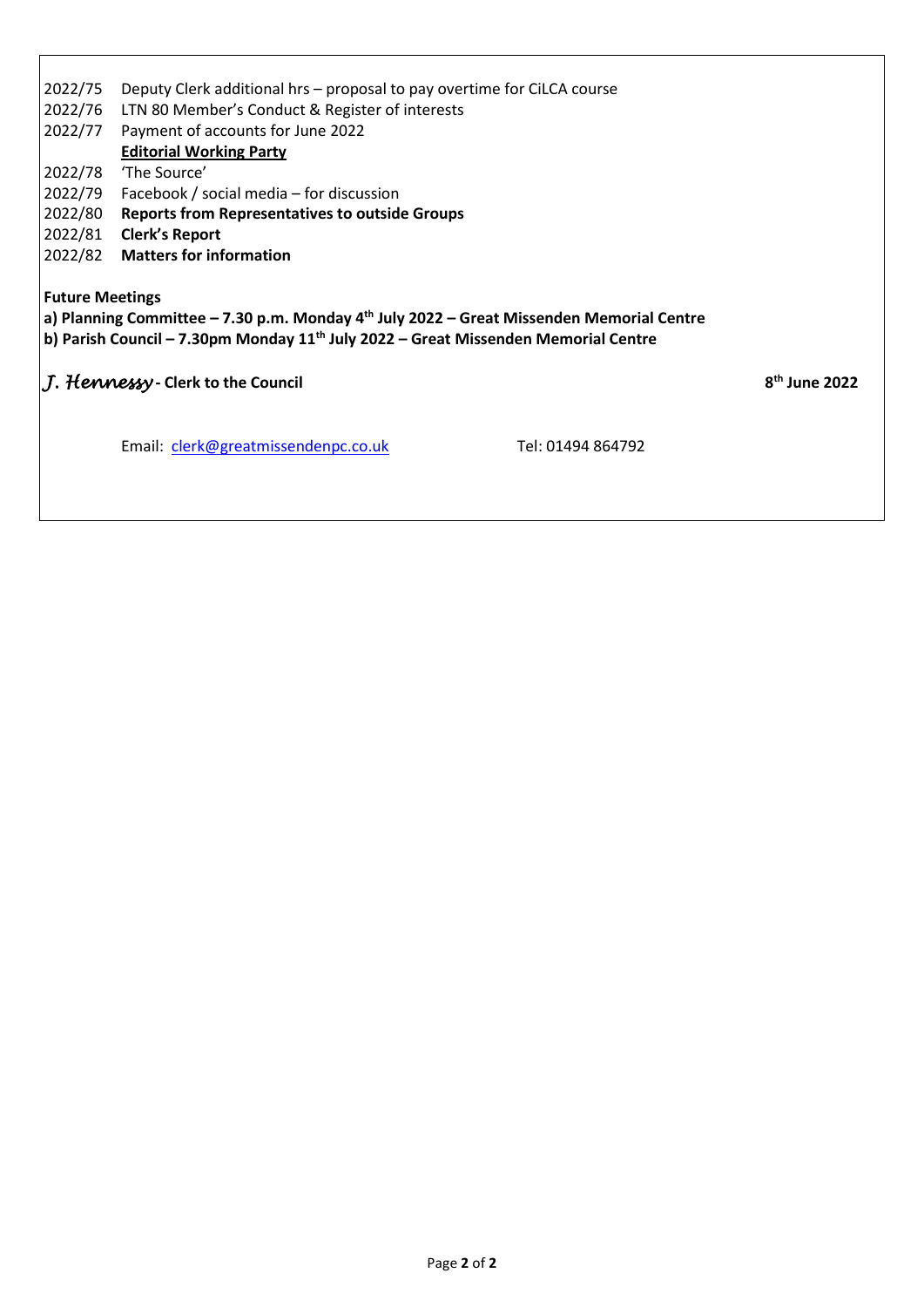2022/75 Deputy Clerk additional hrs – proposal to pay overtime for CiLCA course
2022/76 LTN 80 Member's Conduct & Register of interests
2022/77 Payment of accounts for June 2022

**Editorial Working Party**

2022/78 'The Source'
2022/79 Facebook / social media – for discussion
2022/80 **Reports from Representatives to outside Groups**
2022/81 **Clerk's Report**
2022/82 **Matters for information**

**Future Meetings**

**a) Planning Committee – 7.30 p.m. Monday 4th July 2022 – Great Missenden Memorial Centre**
**b) Parish Council – 7.30pm Monday 11th July 2022 – Great Missenden Memorial Centre**

*J. Hennessy* **- Clerk to the Council** **8th June 2022**

Email: clerk@greatmissendenpc.co.uk Tel: 01494 864792